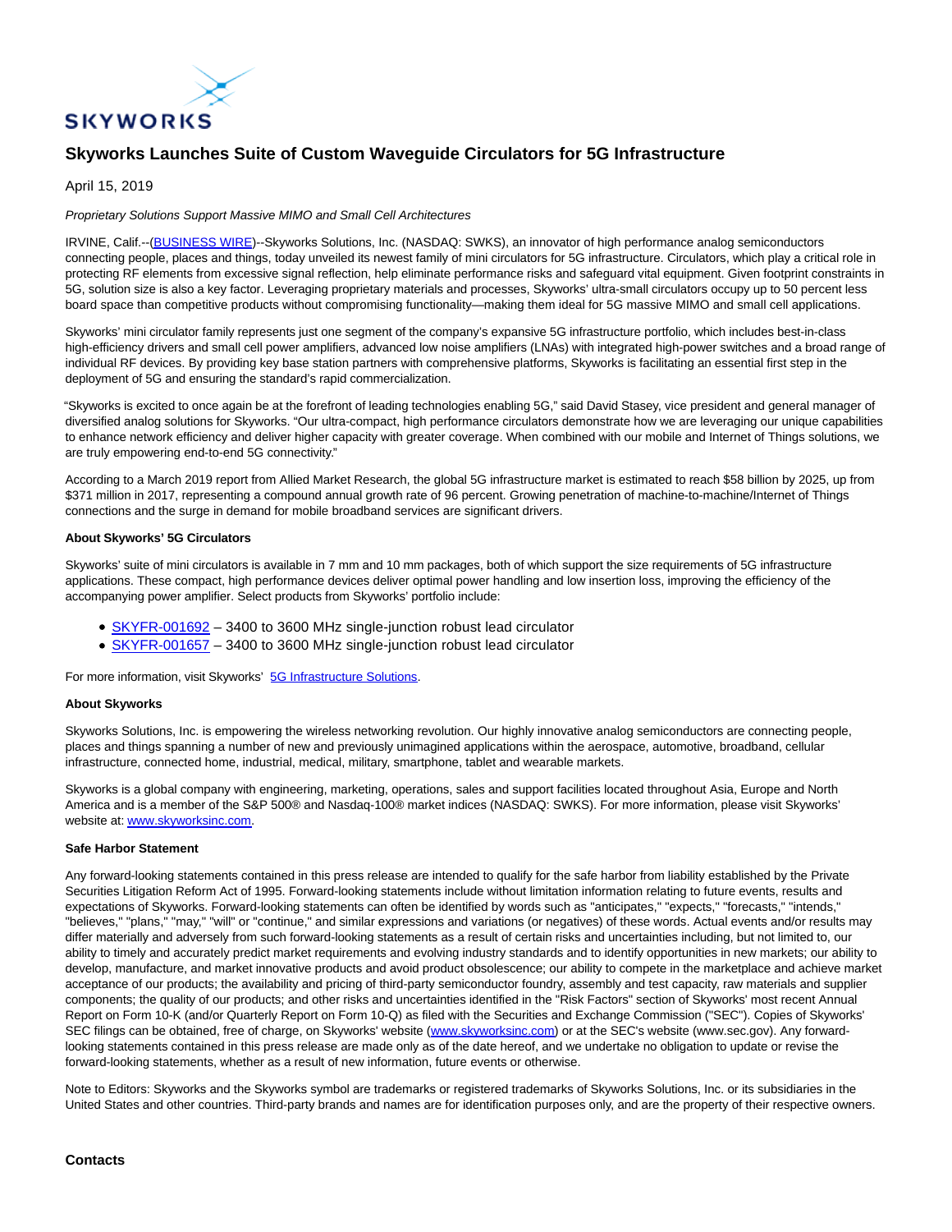# Skyworks Launches Suite of Custom Waveguide Circulators for 5G Infrastructure

April 15, 2019

*Proprietary Solutions Support Massive MIMO and Small Cell Architectures*

IRVINE, Calif.--(BUSINESS WIRE)--Skyworks Solutions, Inc. (NASDAQ: SWKS), an innovator of high performance analog semiconductors connecting people, places and things, today unveiled its newest family of mini circulators for 5G infrastructure. Circulators, which play a critical role in protecting RF elements from excessive signal reflection, help eliminate performance risks and safeguard vital equipment. Given footprint constraints in 5G, solution size is also a key factor. Leveraging proprietary materials and processes, Skyworks' ultra-small circulators occupy up to 50 percent less board space than competitive products without compromising functionality—making them ideal for 5G massive MIMO and small cell applications.

Skyworks' mini circulator family represents just one segment of the company's expansive 5G infrastructure portfolio, which includes best-in-class high-efficiency drivers and small cell power amplifiers, advanced low noise amplifiers (LNAs) with integrated high-power switches and a broad range of individual RF devices. By providing key base station partners with comprehensive platforms, Skyworks is facilitating an essential first step in the deployment of 5G and ensuring the standard's rapid commercialization.

"Skyworks is excited to once again be at the forefront of leading technologies enabling 5G," said David Stasey, vice president and general manager of diversified analog solutions for Skyworks. "Our ultra-compact, high performance circulators demonstrate how we are leveraging our unique capabilities to enhance network efficiency and deliver higher capacity with greater coverage. When combined with our mobile and Internet of Things solutions, we are truly empowering end-to-end 5G connectivity."

According to a March 2019 report from Allied Market Research, the global 5G infrastructure market is estimated to reach $58 billion by 2025, up from $371 million in 2017, representing a compound annual growth rate of 96 percent. Growing penetration of machine-to-machine/Internet of Things connections and the surge in demand for mobile broadband services are significant drivers.

**About Skyworks' 5G Circulators**

Skyworks' suite of mini circulators is available in 7 mm and 10 mm packages, both of which support the size requirements of 5G infrastructure applications. These compact, high performance devices deliver optimal power handling and low insertion loss, improving the efficiency of the accompanying power amplifier. Select products from Skyworks' portfolio include:

- SKYFR-001692 – 3400 to 3600 MHz single-junction robust lead circulator
- SKYFR-001657 – 3400 to 3600 MHz single-junction robust lead circulator

For more information, visit Skyworks' 5G Infrastructure Solutions.

**About Skyworks**

Skyworks Solutions, Inc. is empowering the wireless networking revolution. Our highly innovative analog semiconductors are connecting people, places and things spanning a number of new and previously unimagined applications within the aerospace, automotive, broadband, cellular infrastructure, connected home, industrial, medical, military, smartphone, tablet and wearable markets.

Skyworks is a global company with engineering, marketing, operations, sales and support facilities located throughout Asia, Europe and North America and is a member of the S&P 500® and Nasdaq-100® market indices (NASDAQ: SWKS). For more information, please visit Skyworks' website at: www.skyworksinc.com.

**Safe Harbor Statement**

Any forward-looking statements contained in this press release are intended to qualify for the safe harbor from liability established by the Private Securities Litigation Reform Act of 1995. Forward-looking statements include without limitation information relating to future events, results and expectations of Skyworks. Forward-looking statements can often be identified by words such as "anticipates," "expects," "forecasts," "intends," "believes," "plans," "may," "will" or "continue," and similar expressions and variations (or negatives) of these words. Actual events and/or results may differ materially and adversely from such forward-looking statements as a result of certain risks and uncertainties including, but not limited to, our ability to timely and accurately predict market requirements and evolving industry standards and to identify opportunities in new markets; our ability to develop, manufacture, and market innovative products and avoid product obsolescence; our ability to compete in the marketplace and achieve market acceptance of our products; the availability and pricing of third-party semiconductor foundry, assembly and test capacity, raw materials and supplier components; the quality of our products; and other risks and uncertainties identified in the "Risk Factors" section of Skyworks' most recent Annual Report on Form 10-K (and/or Quarterly Report on Form 10-Q) as filed with the Securities and Exchange Commission ("SEC"). Copies of Skyworks' SEC filings can be obtained, free of charge, on Skyworks' website (www.skyworksinc.com) or at the SEC's website (www.sec.gov). Any forward-looking statements contained in this press release are made only as of the date hereof, and we undertake no obligation to update or revise the forward-looking statements, whether as a result of new information, future events or otherwise.

Note to Editors: Skyworks and the Skyworks symbol are trademarks or registered trademarks of Skyworks Solutions, Inc. or its subsidiaries in the United States and other countries. Third-party brands and names are for identification purposes only, and are the property of their respective owners.

## Contacts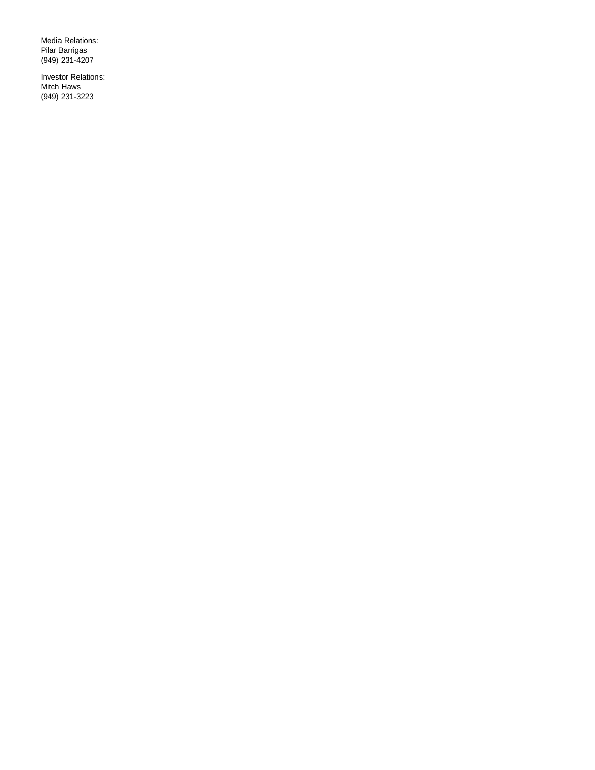Media Relations:
Pilar Barrigas
(949) 231-4207

Investor Relations:
Mitch Haws
(949) 231-3223